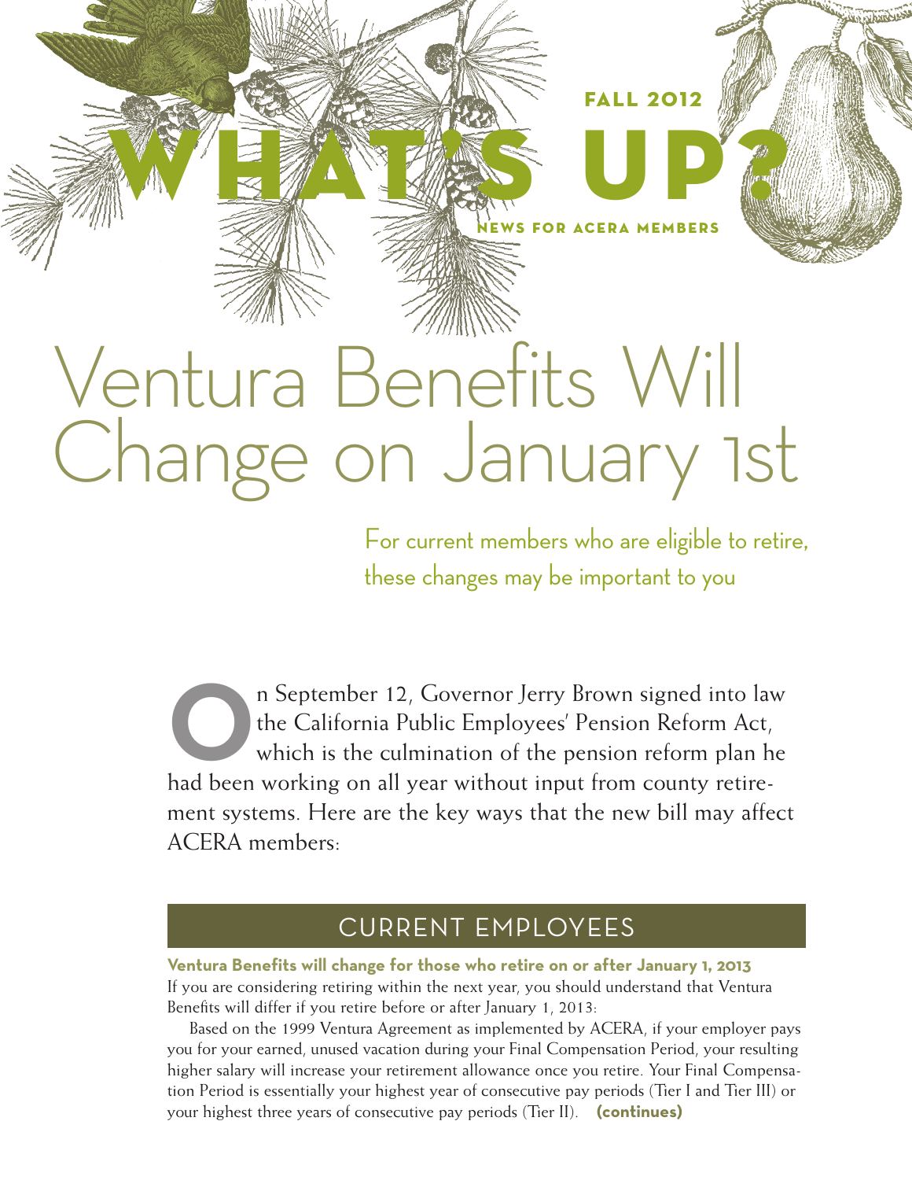FALL 2012

# WHAT'S UP?

NEWS FOR ACERA MEMBERS

# Ventura Benefits Will Change on January 1st

For current members who are eligible to retire, these changes may be important to you

On September 12, Governor Jerry Brown signed into law the California Public Employees' Pension Reform Act, which is the culmination of the pension reform plan he had been working on all year without input from county retirement systems. Here are the key ways that the new bill may affect ACERA members:

## CURRENT EMPLOYEES

**Ventura Benefits will change for those who retire on or after January 1, 2013**

If you are considering retiring within the next year, you should understand that Ventura Benefits will differ if you retire before or after January 1, 2013:

Based on the 1999 Ventura Agreement as implemented by ACERA, if your employer pays you for your earned, unused vacation during your Final Compensation Period, your resulting higher salary will increase your retirement allowance once you retire. Your Final Compensation Period is essentially your highest year of consecutive pay periods (Tier I and Tier III) or your highest three years of consecutive pay periods (Tier II). **(continues)**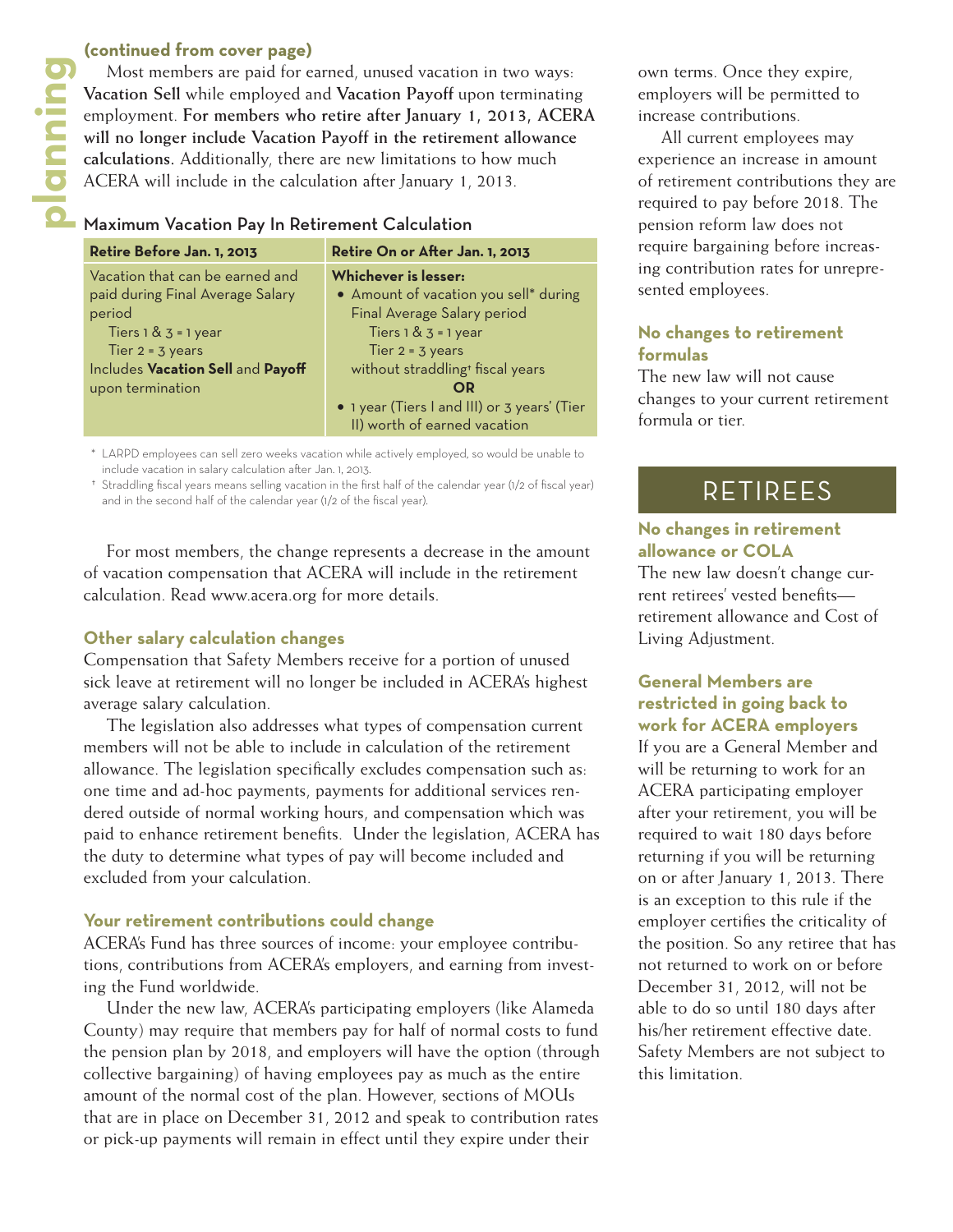**(continued from cover page)**

Most members are paid for earned, unused vacation in two ways: **Vacation Sell** while employed and **Vacation Payoff** upon terminating employment. **For members who retire after January 1, 2013, ACERA will no longer include Vacation Payoff in the retirement allowance calculations.** Additionally, there are new limitations to how much ACERA will include in the calculation after January 1, 2013.

### Maximum Vacation Pay In Retirement Calculation

| Retire Before Jan. 1, 2013 | Retire On or After Jan. 1, 2013 |
|---|---|
| Vacation that can be earned and paid during Final Average Salary period<br>Tiers 1 & 3 = 1 year<br>Tier 2 = 3 years<br>Includes **Vacation Sell** and **Payoff** upon termination | **Whichever is lesser:**<br>• Amount of vacation you sell* during Final Average Salary period<br>Tiers 1 & 3 = 1 year<br>Tier 2 = 3 years<br>without straddling† fiscal years<br>**OR**<br>• 1 year (Tiers I and III) or 3 years' (Tier II) worth of earned vacation |

* LARPD employees can sell zero weeks vacation while actively employed, so would be unable to include vacation in salary calculation after Jan. 1, 2013.

† Straddling fiscal years means selling vacation in the first half of the calendar year (1/2 of fiscal year) and in the second half of the calendar year (1/2 of the fiscal year).

For most members, the change represents a decrease in the amount of vacation compensation that ACERA will include in the retirement calculation. Read www.acera.org for more details.

### Other salary calculation changes

Compensation that Safety Members receive for a portion of unused sick leave at retirement will no longer be included in ACERA's highest average salary calculation.

The legislation also addresses what types of compensation current members will not be able to include in calculation of the retirement allowance. The legislation specifically excludes compensation such as: one time and ad-hoc payments, payments for additional services rendered outside of normal working hours, and compensation which was paid to enhance retirement benefits. Under the legislation, ACERA has the duty to determine what types of pay will become included and excluded from your calculation.

### Your retirement contributions could change

ACERA's Fund has three sources of income: your employee contributions, contributions from ACERA's employers, and earning from investing the Fund worldwide.

Under the new law, ACERA's participating employers (like Alameda County) may require that members pay for half of normal costs to fund the pension plan by 2018, and employers will have the option (through collective bargaining) of having employees pay as much as the entire amount of the normal cost of the plan. However, sections of MOUs that are in place on December 31, 2012 and speak to contribution rates or pick-up payments will remain in effect until they expire under their own terms. Once they expire, employers will be permitted to increase contributions.

All current employees may experience an increase in amount of retirement contributions they are required to pay before 2018. The pension reform law does not require bargaining before increasing contribution rates for unrepresented employees.

### No changes to retirement formulas

The new law will not cause changes to your current retirement formula or tier.

## RETIREES

### No changes in retirement allowance or COLA

The new law doesn't change current retirees' vested benefits—retirement allowance and Cost of Living Adjustment.

### General Members are restricted in going back to work for ACERA employers

If you are a General Member and will be returning to work for an ACERA participating employer after your retirement, you will be required to wait 180 days before returning if you will be returning on or after January 1, 2013. There is an exception to this rule if the employer certifies the criticality of the position. So any retiree that has not returned to work on or before December 31, 2012, will not be able to do so until 180 days after his/her retirement effective date. Safety Members are not subject to this limitation.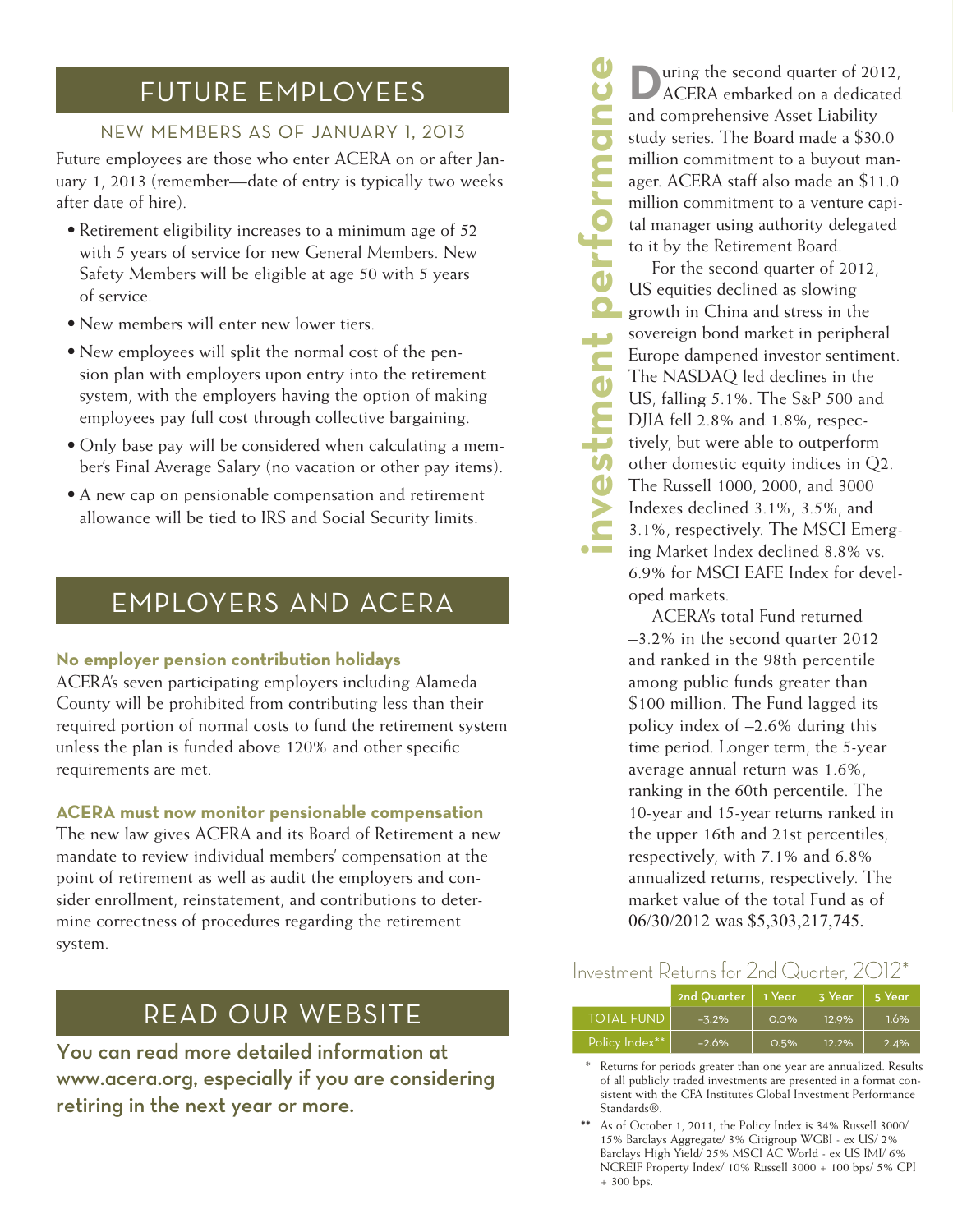# FUTURE EMPLOYEES

## NEW MEMBERS AS OF JANUARY 1, 2013

Future employees are those who enter ACERA on or after January 1, 2013 (remember—date of entry is typically two weeks after date of hire).

- Retirement eligibility increases to a minimum age of 52 with 5 years of service for new General Members. New Safety Members will be eligible at age 50 with 5 years of service.
- New members will enter new lower tiers.
- New employees will split the normal cost of the pension plan with employers upon entry into the retirement system, with the employers having the option of making employees pay full cost through collective bargaining.
- Only base pay will be considered when calculating a member's Final Average Salary (no vacation or other pay items).
- A new cap on pensionable compensation and retirement allowance will be tied to IRS and Social Security limits.

# EMPLOYERS AND ACERA

**No employer pension contribution holidays**

ACERA's seven participating employers including Alameda County will be prohibited from contributing less than their required portion of normal costs to fund the retirement system unless the plan is funded above 120% and other specific requirements are met.

**ACERA must now monitor pensionable compensation**

The new law gives ACERA and its Board of Retirement a new mandate to review individual members' compensation at the point of retirement as well as audit the employers and consider enrollment, reinstatement, and contributions to determine correctness of procedures regarding the retirement system.

# READ OUR WEBSITE

**You can read more detailed information at www.acera.org, especially if you are considering retiring in the next year or more.**

# investment performance

During the second quarter of 2012, ACERA embarked on a dedicated and comprehensive Asset Liability study series. The Board made a $30.0 million commitment to a buyout manager. ACERA staff also made an $11.0 million commitment to a venture capital manager using authority delegated to it by the Retirement Board.

For the second quarter of 2012, US equities declined as slowing growth in China and stress in the sovereign bond market in peripheral Europe dampened investor sentiment. The NASDAQ led declines in the US, falling 5.1%. The S&P 500 and DJIA fell 2.8% and 1.8%, respectively, but were able to outperform other domestic equity indices in Q2. The Russell 1000, 2000, and 3000 Indexes declined 3.1%, 3.5%, and 3.1%, respectively. The MSCI Emerging Market Index declined 8.8% vs. 6.9% for MSCI EAFE Index for developed markets.

ACERA's total Fund returned –3.2% in the second quarter 2012 and ranked in the 98th percentile among public funds greater than $100 million. The Fund lagged its policy index of –2.6% during this time period. Longer term, the 5-year average annual return was 1.6%, ranking in the 60th percentile. The 10-year and 15-year returns ranked in the upper 16th and 21st percentiles, respectively, with 7.1% and 6.8% annualized returns, respectively. The market value of the total Fund as of 06/30/2012 was $5,303,217,745.

## Investment Returns for 2nd Quarter, 2012*

| | 2nd Quarter | 1 Year | 3 Year | 5 Year |
|---|---|---|---|---|
| TOTAL FUND | –3.2% | 0.0% | 12.9% | 1.6% |
| Policy Index** | –2.6% | 0.5% | 12.2% | 2.4% |

\* Returns for periods greater than one year are annualized. Results of all publicly traded investments are presented in a format consistent with the CFA Institute's Global Investment Performance Standards®.

\*\* As of October 1, 2011, the Policy Index is 34% Russell 3000/ 15% Barclays Aggregate/ 3% Citigroup WGBI - ex US/ 2% Barclays High Yield/ 25% MSCI AC World - ex US IMI/ 6% NCREIF Property Index/ 10% Russell 3000 + 100 bps/ 5% CPI + 300 bps.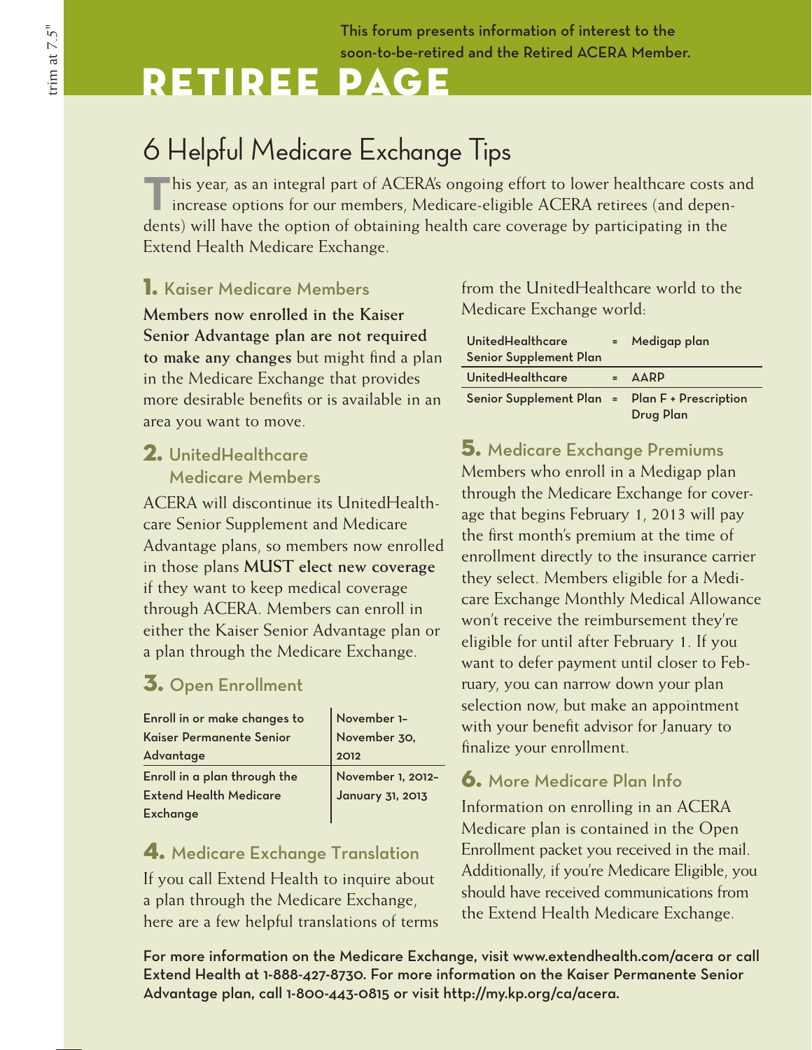This forum presents information of interest to the soon-to-be-retired and the Retired ACERA Member.

# RETIREE PAGE

## 6 Helpful Medicare Exchange Tips

This year, as an integral part of ACERA's ongoing effort to lower healthcare costs and increase options for our members, Medicare-eligible ACERA retirees (and dependents) will have the option of obtaining health care coverage by participating in the Extend Health Medicare Exchange.

### 1. Kaiser Medicare Members

**Members now enrolled in the Kaiser Senior Advantage plan are not required to make any changes** but might find a plan in the Medicare Exchange that provides more desirable benefits or is available in an area you want to move.

### 2. UnitedHealthcare Medicare Members

ACERA will discontinue its UnitedHealthcare Senior Supplement and Medicare Advantage plans, so members now enrolled in those plans **MUST elect new coverage** if they want to keep medical coverage through ACERA. Members can enroll in either the Kaiser Senior Advantage plan or a plan through the Medicare Exchange.

### 3. Open Enrollment

| | |
|---|---|
| Enroll in or make changes to Kaiser Permanente Senior Advantage | November 1–November 30, 2012 |
| Enroll in a plan through the Extend Health Medicare Exchange | November 1, 2012–January 31, 2013 |

### 4. Medicare Exchange Translation

If you call Extend Health to inquire about a plan through the Medicare Exchange, here are a few helpful translations of terms from the UnitedHealthcare world to the Medicare Exchange world:

| | | |
|---|---|---|
| UnitedHealthcare Senior Supplement Plan | = | Medigap plan |
| UnitedHealthcare | = | AARP |
| Senior Supplement Plan | = | Plan F + Prescription Drug Plan |

### 5. Medicare Exchange Premiums

Members who enroll in a Medigap plan through the Medicare Exchange for coverage that begins February 1, 2013 will pay the first month's premium at the time of enrollment directly to the insurance carrier they select. Members eligible for a Medicare Exchange Monthly Medical Allowance won't receive the reimbursement they're eligible for until after February 1. If you want to defer payment until closer to February, you can narrow down your plan selection now, but make an appointment with your benefit advisor for January to finalize your enrollment.

### 6. More Medicare Plan Info

Information on enrolling in an ACERA Medicare plan is contained in the Open Enrollment packet you received in the mail. Additionally, if you're Medicare Eligible, you should have received communications from the Extend Health Medicare Exchange.

**For more information on the Medicare Exchange, visit www.extendhealth.com/acera or call Extend Health at 1-888-427-8730. For more information on the Kaiser Permanente Senior Advantage plan, call 1-800-443-0815 or visit http://my.kp.org/ca/acera.**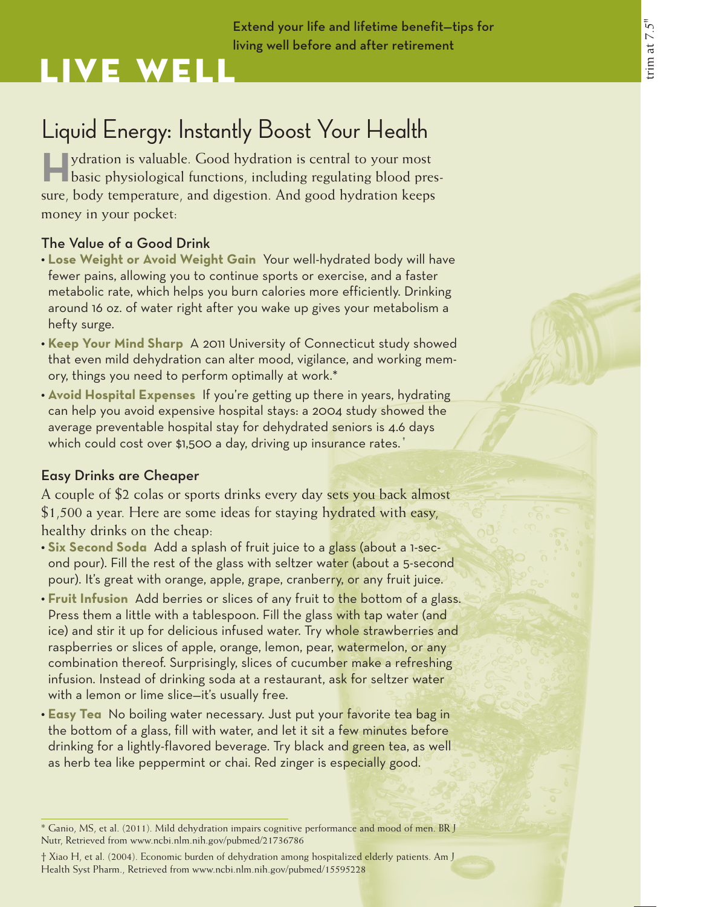Extend your life and lifetime benefit—tips for living well before and after retirement

# LIVE WELL

## Liquid Energy: Instantly Boost Your Health

Hydration is valuable. Good hydration is central to your most basic physiological functions, including regulating blood pressure, body temperature, and digestion. And good hydration keeps money in your pocket:

### The Value of a Good Drink

- **Lose Weight or Avoid Weight Gain** Your well-hydrated body will have fewer pains, allowing you to continue sports or exercise, and a faster metabolic rate, which helps you burn calories more efficiently. Drinking around 16 oz. of water right after you wake up gives your metabolism a hefty surge.
- **Keep Your Mind Sharp** A 2011 University of Connecticut study showed that even mild dehydration can alter mood, vigilance, and working memory, things you need to perform optimally at work.*
- **Avoid Hospital Expenses** If you're getting up there in years, hydrating can help you avoid expensive hospital stays: a 2004 study showed the average preventable hospital stay for dehydrated seniors is 4.6 days which could cost over $1,500 a day, driving up insurance rates.†

### Easy Drinks are Cheaper

A couple of $2 colas or sports drinks every day sets you back almost $1,500 a year. Here are some ideas for staying hydrated with easy, healthy drinks on the cheap:

- **Six Second Soda** Add a splash of fruit juice to a glass (about a 1-second pour). Fill the rest of the glass with seltzer water (about a 5-second pour). It's great with orange, apple, grape, cranberry, or any fruit juice.
- **Fruit Infusion** Add berries or slices of any fruit to the bottom of a glass. Press them a little with a tablespoon. Fill the glass with tap water (and ice) and stir it up for delicious infused water. Try whole strawberries and raspberries or slices of apple, orange, lemon, pear, watermelon, or any combination thereof. Surprisingly, slices of cucumber make a refreshing infusion. Instead of drinking soda at a restaurant, ask for seltzer water with a lemon or lime slice—it's usually free.
- **Easy Tea** No boiling water necessary. Just put your favorite tea bag in the bottom of a glass, fill with water, and let it sit a few minutes before drinking for a lightly-flavored beverage. Try black and green tea, as well as herb tea like peppermint or chai. Red zinger is especially good.

---

* Ganio, MS, et al. (2011). Mild dehydration impairs cognitive performance and mood of men. BR J Nutr, Retrieved from www.ncbi.nlm.nih.gov/pubmed/21736786

† Xiao H, et al. (2004). Economic burden of dehydration among hospitalized elderly patients. Am J Health Syst Pharm., Retrieved from www.ncbi.nlm.nih.gov/pubmed/15595228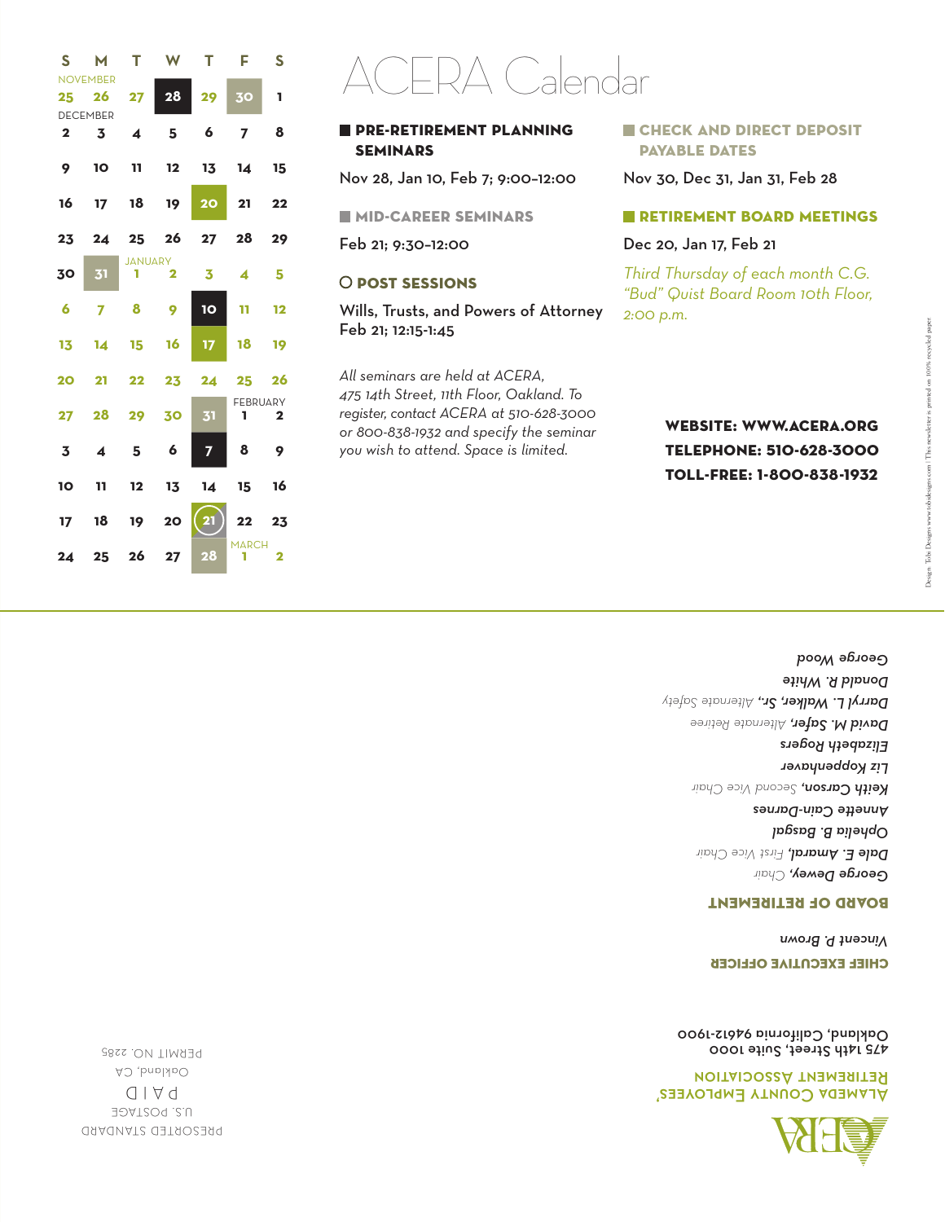| S | M | T | W | T | F | S |
|---|---|---|---|---|---|---|
| NOVEMBER 25 | 26 | 27 | 28 | 29 | 30 | 1 |
| DECEMBER 2 | 3 | 4 | 5 | 6 | 7 | 8 |
| 9 | 10 | 11 | 12 | 13 | 14 | 15 |
| 16 | 17 | 18 | 19 | 20 | 21 | 22 |
| 23 | 24 | 25 | 26 | 27 | 28 | 29 |
| 30 | 31 | JANUARY 1 | 2 | 3 | 4 | 5 |
| 6 | 7 | 8 | 9 | 10 | 11 | 12 |
| 13 | 14 | 15 | 16 | 17 | 18 | 19 |
| 20 | 21 | 22 | 23 | 24 | 25 | 26 |
| 27 | 28 | 29 | 30 | 31 | FEBRUARY 1 | 2 |
| 3 | 4 | 5 | 6 | 7 | 8 | 9 |
| 10 | 11 | 12 | 13 | 14 | 15 | 16 |
| 17 | 18 | 19 | 20 | 21 | 22 | 23 |
| 24 | 25 | 26 | 27 | 28 | MARCH 1 | 2 |

# ACERA Calendar

**PRE-RETIREMENT PLANNING SEMINARS**

Nov 28, Jan 10, Feb 7; 9:00–12:00

**MID-CAREER SEMINARS**

Feb 21; 9:30–12:00

**POST SESSIONS**

Wills, Trusts, and Powers of Attorney
Feb 21; 12:15-1:45

*All seminars are held at ACERA, 475 14th Street, 11th Floor, Oakland. To register, contact ACERA at 510-628-3000 or 800-838-1932 and specify the seminar you wish to attend. Space is limited.*

**CHECK AND DIRECT DEPOSIT PAYABLE DATES**

Nov 30, Dec 31, Jan 31, Feb 28

**RETIREMENT BOARD MEETINGS**

Dec 20, Jan 17, Feb 21

*Third Thursday of each month C.G. "Bud" Quist Board Room 10th Floor, 2:00 p.m.*

**WEBSITE: WWW.ACERA.ORG**
**TELEPHONE: 510-628-3000**
**TOLL-FREE: 1-800-838-1932**

Design: Tobi Designs www.tobidesigns.com | This newsletter is printed on 100% recycled paper.

ACERA

ALAMEDA COUNTY EMPLOYEES' RETIREMENT ASSOCIATION
475 14th Street, Suite 1000
Oakland, California 94612-1900

**CHIEF EXECUTIVE OFFICER**

*Vincent P. Brown*

**BOARD OF RETIREMENT**

*George Dewey*, Chair
*Dale E. Amaral*, First Vice Chair
*Ophelia B. Basgal*
*Annette Cain-Darnes*
*Keith Carson*, Second Vice Chair
*Liz Koppenhaver*
*Elizabeth Rogers*
*David M. Safer*, Alternate Retiree
*Darryl L. Walker, Sr.*, Alternate Safety
*Donald R. White*
*George Wood*

PRESORTED STANDARD
U.S. POSTAGE
PAID
Oakland, CA
PERMIT NO. 2285